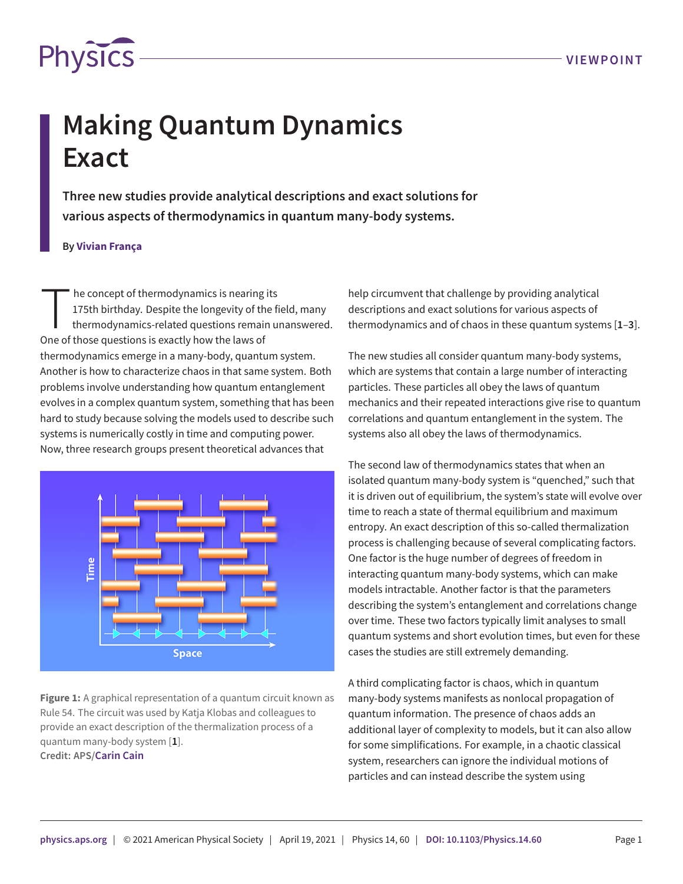# Making Quantum Dynamics Exact

**Three new studies provide analytical descriptions and exact solutions for various aspects of thermodynamics in quantum many-body systems.**

By **Vivian França**

The concept of thermodynamics is nearing its 175th birthday. Despite the longevity of the field, many thermodynamics-related questions remain unanswered. One of those questions is exactly how the laws of thermodynamics emerge in a many-body, quantum system. Another is how to characterize chaos in that same system. Both problems involve understanding how quantum entanglement evolves in a complex quantum system, something that has been hard to study because solving the models used to describe such systems is numerically costly in time and computing power. Now, three research groups present theoretical advances that help circumvent that challenge by providing analytical descriptions and exact solutions for various aspects of thermodynamics and of chaos in these quantum systems [**1**–**3**].

**Figure 1:** A graphical representation of a quantum circuit known as Rule 54. The circuit was used by Katja Klobas and colleagues to provide an exact description of the thermalization process of a quantum many-body system [**1**].
**Credit:** APS/Carin Cain

The new studies all consider quantum many-body systems, which are systems that contain a large number of interacting particles. These particles all obey the laws of quantum mechanics and their repeated interactions give rise to quantum correlations and quantum entanglement in the system. The systems also all obey the laws of thermodynamics.

The second law of thermodynamics states that when an isolated quantum many-body system is "quenched," such that it is driven out of equilibrium, the system's state will evolve over time to reach a state of thermal equilibrium and maximum entropy. An exact description of this so-called thermalization process is challenging because of several complicating factors. One factor is the huge number of degrees of freedom in interacting quantum many-body systems, which can make models intractable. Another factor is that the parameters describing the system's entanglement and correlations change over time. These two factors typically limit analyses to small quantum systems and short evolution times, but even for these cases the studies are still extremely demanding.

A third complicating factor is chaos, which in quantum many-body systems manifests as nonlocal propagation of quantum information. The presence of chaos adds an additional layer of complexity to models, but it can also allow for some simplifications. For example, in a chaotic classical system, researchers can ignore the individual motions of particles and can instead describe the system using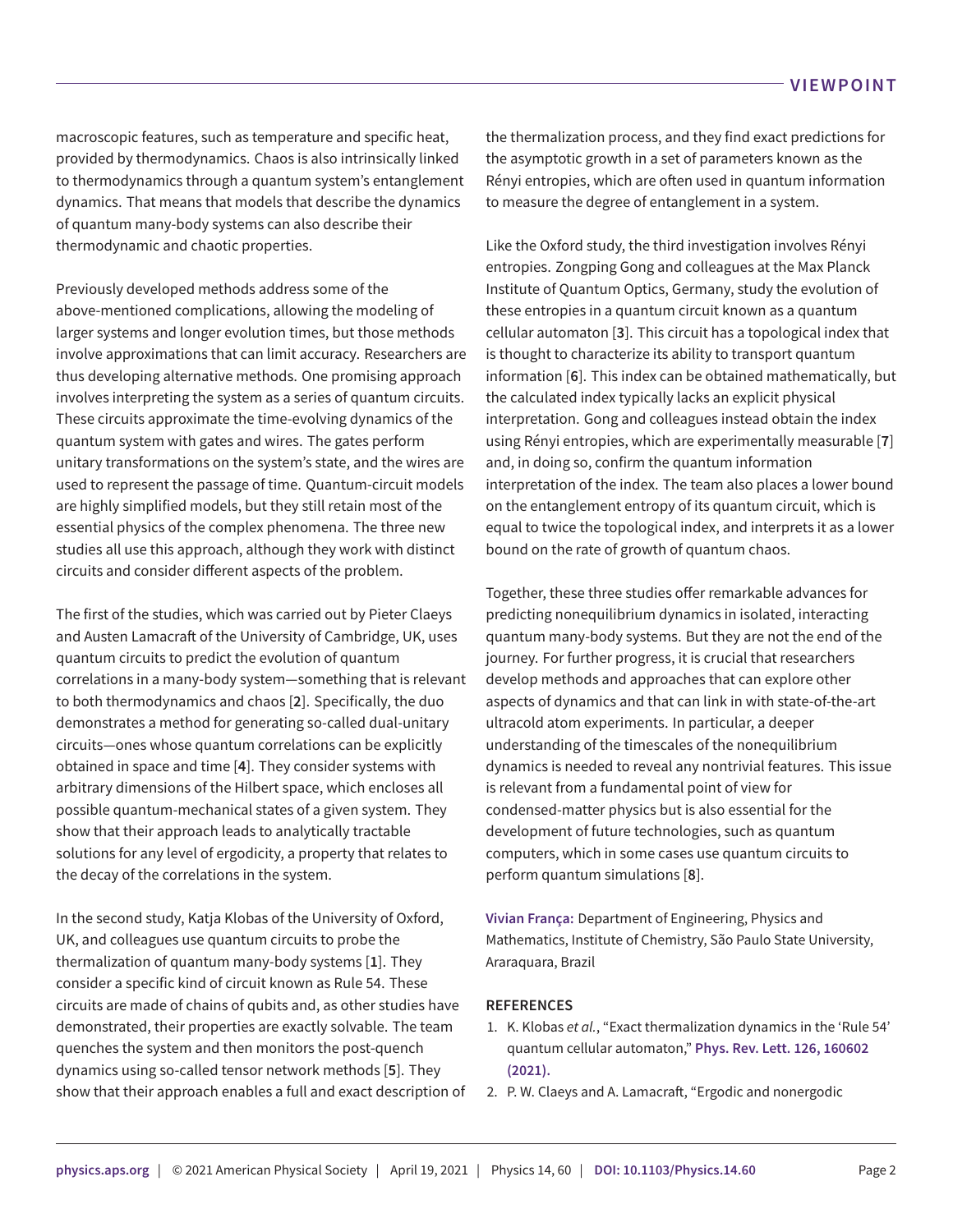macroscopic features, such as temperature and specific heat, provided by thermodynamics. Chaos is also intrinsically linked to thermodynamics through a quantum system's entanglement dynamics. That means that models that describe the dynamics of quantum many-body systems can also describe their thermodynamic and chaotic properties.

Previously developed methods address some of the above-mentioned complications, allowing the modeling of larger systems and longer evolution times, but those methods involve approximations that can limit accuracy. Researchers are thus developing alternative methods. One promising approach involves interpreting the system as a series of quantum circuits. These circuits approximate the time-evolving dynamics of the quantum system with gates and wires. The gates perform unitary transformations on the system's state, and the wires are used to represent the passage of time. Quantum-circuit models are highly simplified models, but they still retain most of the essential physics of the complex phenomena. The three new studies all use this approach, although they work with distinct circuits and consider different aspects of the problem.

The first of the studies, which was carried out by Pieter Claeys and Austen Lamacraft of the University of Cambridge, UK, uses quantum circuits to predict the evolution of quantum correlations in a many-body system—something that is relevant to both thermodynamics and chaos [**2**]. Specifically, the duo demonstrates a method for generating so-called dual-unitary circuits—ones whose quantum correlations can be explicitly obtained in space and time [**4**]. They consider systems with arbitrary dimensions of the Hilbert space, which encloses all possible quantum-mechanical states of a given system. They show that their approach leads to analytically tractable solutions for any level of ergodicity, a property that relates to the decay of the correlations in the system.

In the second study, Katja Klobas of the University of Oxford, UK, and colleagues use quantum circuits to probe the thermalization of quantum many-body systems [**1**]. They consider a specific kind of circuit known as Rule 54. These circuits are made of chains of qubits and, as other studies have demonstrated, their properties are exactly solvable. The team quenches the system and then monitors the post-quench dynamics using so-called tensor network methods [**5**]. They show that their approach enables a full and exact description of the thermalization process, and they find exact predictions for the asymptotic growth in a set of parameters known as the Rényi entropies, which are often used in quantum information to measure the degree of entanglement in a system.

Like the Oxford study, the third investigation involves Rényi entropies. Zongping Gong and colleagues at the Max Planck Institute of Quantum Optics, Germany, study the evolution of these entropies in a quantum circuit known as a quantum cellular automaton [**3**]. This circuit has a topological index that is thought to characterize its ability to transport quantum information [**6**]. This index can be obtained mathematically, but the calculated index typically lacks an explicit physical interpretation. Gong and colleagues instead obtain the index using Rényi entropies, which are experimentally measurable [**7**] and, in doing so, confirm the quantum information interpretation of the index. The team also places a lower bound on the entanglement entropy of its quantum circuit, which is equal to twice the topological index, and interprets it as a lower bound on the rate of growth of quantum chaos.

Together, these three studies offer remarkable advances for predicting nonequilibrium dynamics in isolated, interacting quantum many-body systems. But they are not the end of the journey. For further progress, it is crucial that researchers develop methods and approaches that can explore other aspects of dynamics and that can link in with state-of-the-art ultracold atom experiments. In particular, a deeper understanding of the timescales of the nonequilibrium dynamics is needed to reveal any nontrivial features. This issue is relevant from a fundamental point of view for condensed-matter physics but is also essential for the development of future technologies, such as quantum computers, which in some cases use quantum circuits to perform quantum simulations [**8**].

**Vivian França:** Department of Engineering, Physics and Mathematics, Institute of Chemistry, São Paulo State University, Araraquara, Brazil

## REFERENCES

1. K. Klobas *et al.*, "Exact thermalization dynamics in the 'Rule 54' quantum cellular automaton," **Phys. Rev. Lett. 126, 160602 (2021).**
2. P. W. Claeys and A. Lamacraft, "Ergodic and nonergodic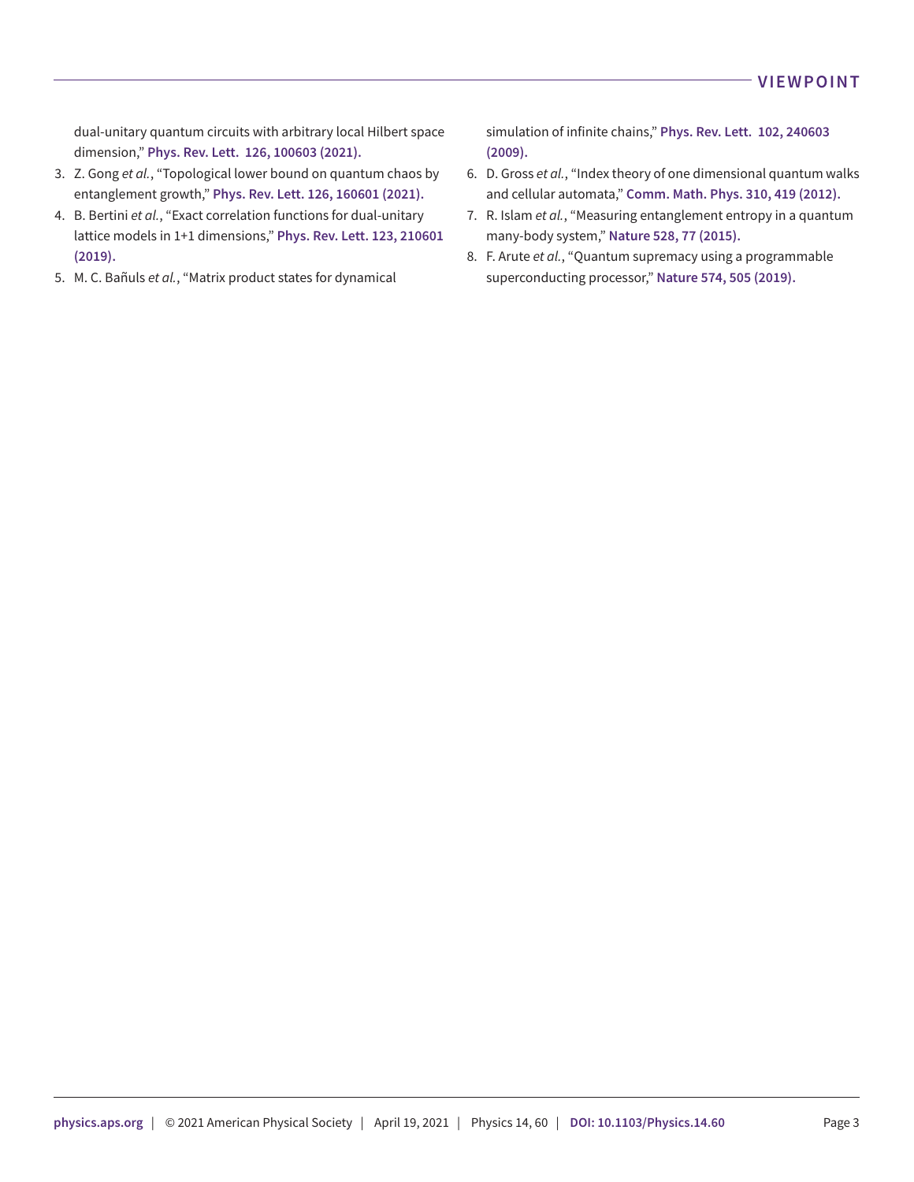dual-unitary quantum circuits with arbitrary local Hilbert space dimension," **Phys. Rev. Lett. 126, 100603 (2021).**

3. Z. Gong *et al.*, "Topological lower bound on quantum chaos by entanglement growth," **Phys. Rev. Lett. 126, 160601 (2021).**
4. B. Bertini *et al.*, "Exact correlation functions for dual-unitary lattice models in 1+1 dimensions," **Phys. Rev. Lett. 123, 210601 (2019).**
5. M. C. Bañuls *et al.*, "Matrix product states for dynamical simulation of infinite chains," **Phys. Rev. Lett. 102, 240603 (2009).**
6. D. Gross *et al.*, "Index theory of one dimensional quantum walks and cellular automata," **Comm. Math. Phys. 310, 419 (2012).**
7. R. Islam *et al.*, "Measuring entanglement entropy in a quantum many-body system," **Nature 528, 77 (2015).**
8. F. Arute *et al.*, "Quantum supremacy using a programmable superconducting processor," **Nature 574, 505 (2019).**